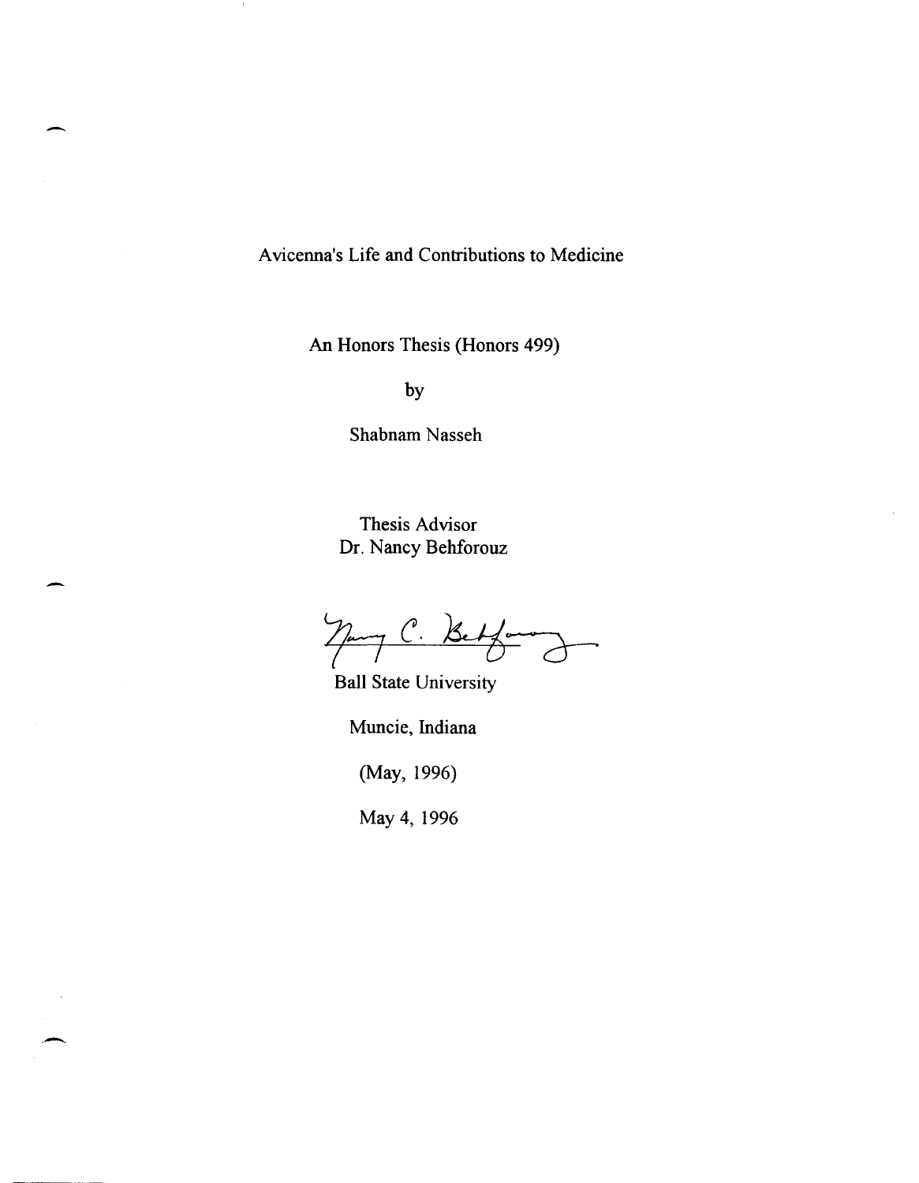# Avicenna's Life and Contributions to Medicine

An Honors Thesis (Honors 499)

by

Shabnam Nasseh

Thesis Advisor
Dr. Nancy Behforouz

Ball State University

Muncie, Indiana

(May, 1996)

May 4, 1996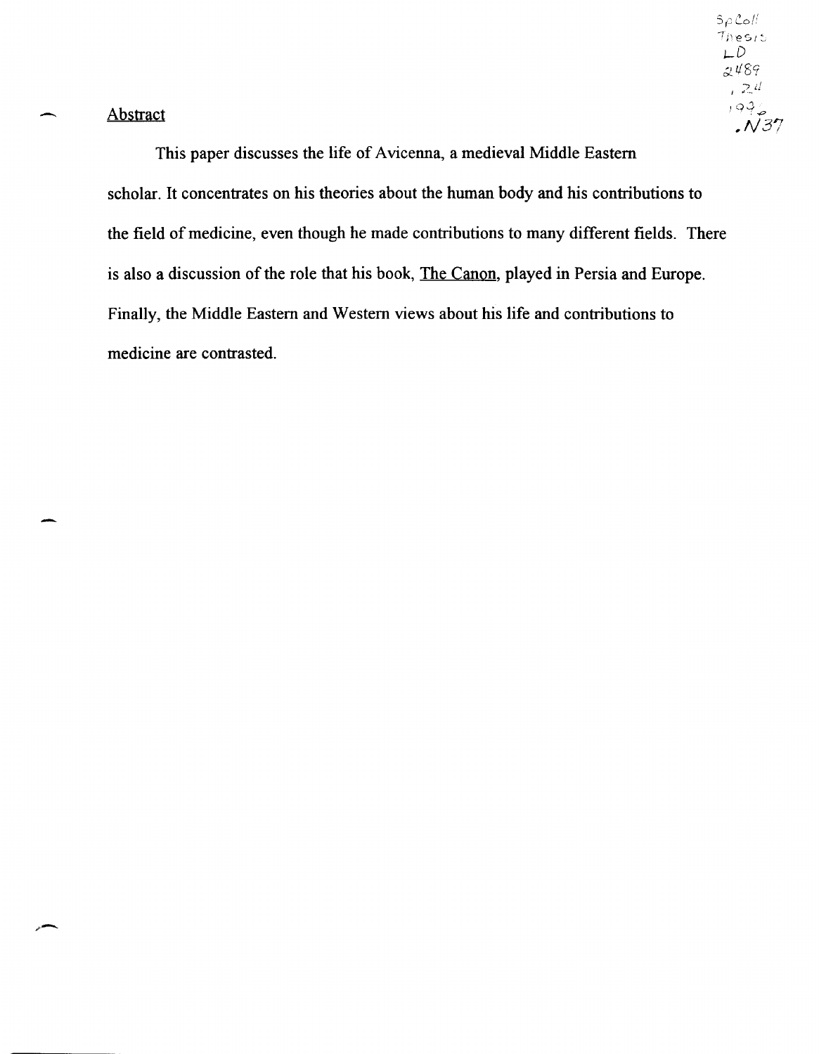## Abstract

This paper discusses the life of Avicenna, a medieval Middle Eastern scholar. It concentrates on his theories about the human body and his contributions to the field of medicine, even though he made contributions to many different fields. There is also a discussion of the role that his book, The Canon, played in Persia and Europe. Finally, the Middle Eastern and Western views about his life and contributions to medicine are contrasted.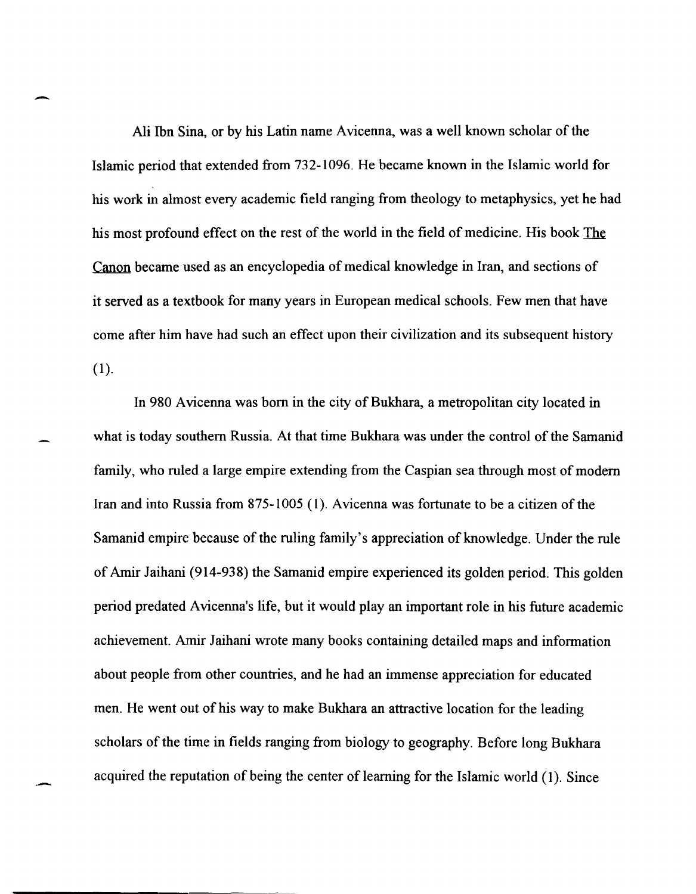Ali Ibn Sina, or by his Latin name Avicenna, was a well known scholar of the Islamic period that extended from 732-1096. He became known in the Islamic world for his work in almost every academic field ranging from theology to metaphysics, yet he had his most profound effect on the rest of the world in the field of medicine. His book The Canon became used as an encyclopedia of medical knowledge in Iran, and sections of it served as a textbook for many years in European medical schools. Few men that have come after him have had such an effect upon their civilization and its subsequent history (1).

In 980 Avicenna was born in the city of Bukhara, a metropolitan city located in what is today southern Russia. At that time Bukhara was under the control of the Samanid family, who ruled a large empire extending from the Caspian sea through most of modern Iran and into Russia from 875-1005 (1). Avicenna was fortunate to be a citizen of the Samanid empire because of the ruling family's appreciation of knowledge. Under the rule of Amir Jaihani (914-938) the Samanid empire experienced its golden period. This golden period predated Avicenna's life, but it would play an important role in his future academic achievement. Amir Jaihani wrote many books containing detailed maps and information about people from other countries, and he had an immense appreciation for educated men. He went out of his way to make Bukhara an attractive location for the leading scholars of the time in fields ranging from biology to geography. Before long Bukhara acquired the reputation of being the center of learning for the Islamic world (1). Since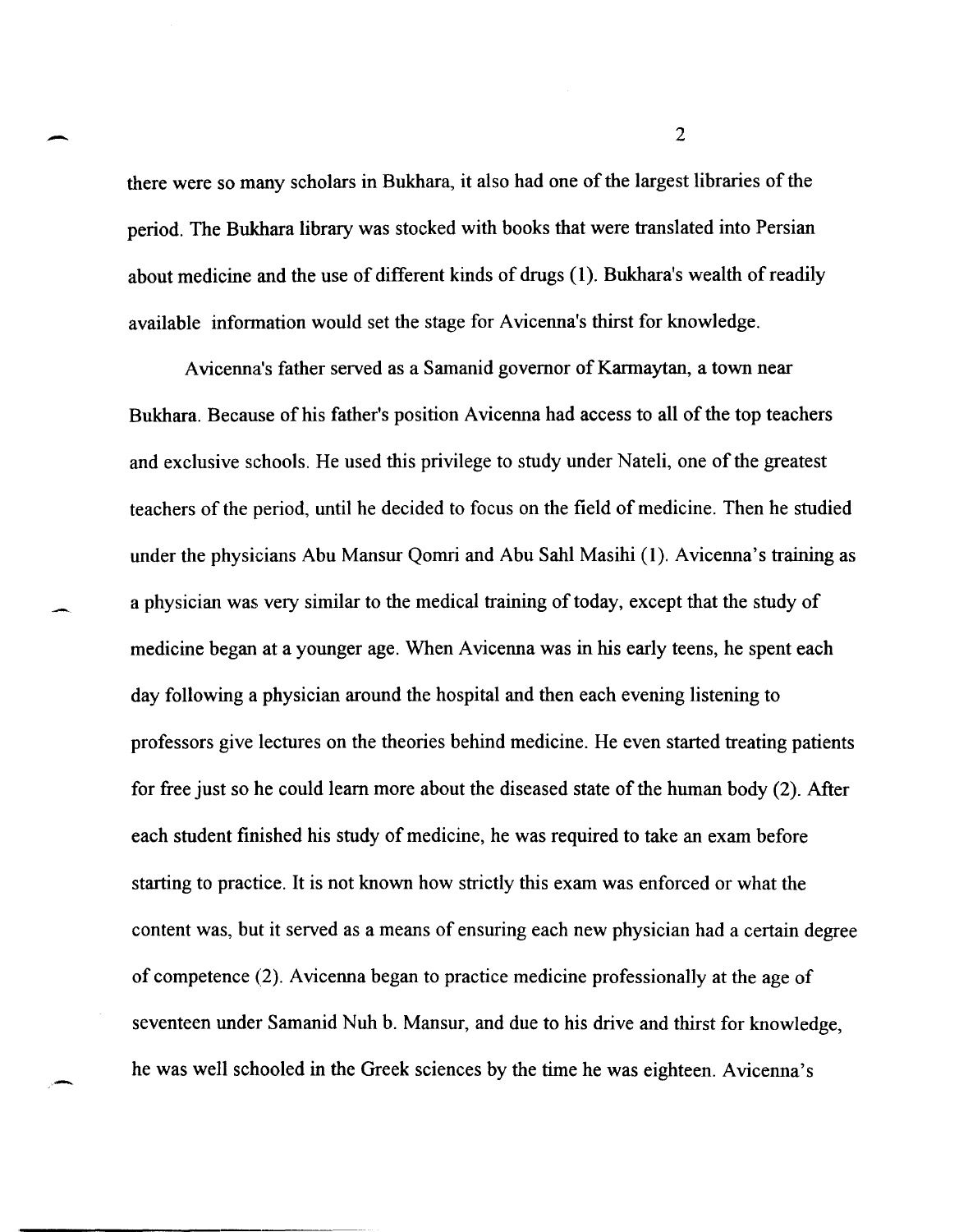there were so many scholars in Bukhara, it also had one of the largest libraries of the period. The Bukhara library was stocked with books that were translated into Persian about medicine and the use of different kinds of drugs (1). Bukhara's wealth of readily available information would set the stage for Avicenna's thirst for knowledge.

Avicenna's father served as a Samanid governor of Karmaytan, a town near Bukhara. Because of his father's position Avicenna had access to all of the top teachers and exclusive schools. He used this privilege to study under Nateli, one of the greatest teachers of the period, until he decided to focus on the field of medicine. Then he studied under the physicians Abu Mansur Qomri and Abu Sahl Masihi (1). Avicenna's training as a physician was very similar to the medical training of today, except that the study of medicine began at a younger age. When Avicenna was in his early teens, he spent each day following a physician around the hospital and then each evening listening to professors give lectures on the theories behind medicine. He even started treating patients for free just so he could learn more about the diseased state of the human body (2). After each student finished his study of medicine, he was required to take an exam before starting to practice. It is not known how strictly this exam was enforced or what the content was, but it served as a means of ensuring each new physician had a certain degree of competence (2). Avicenna began to practice medicine professionally at the age of seventeen under Samanid Nuh b. Mansur, and due to his drive and thirst for knowledge, he was well schooled in the Greek sciences by the time he was eighteen. Avicenna's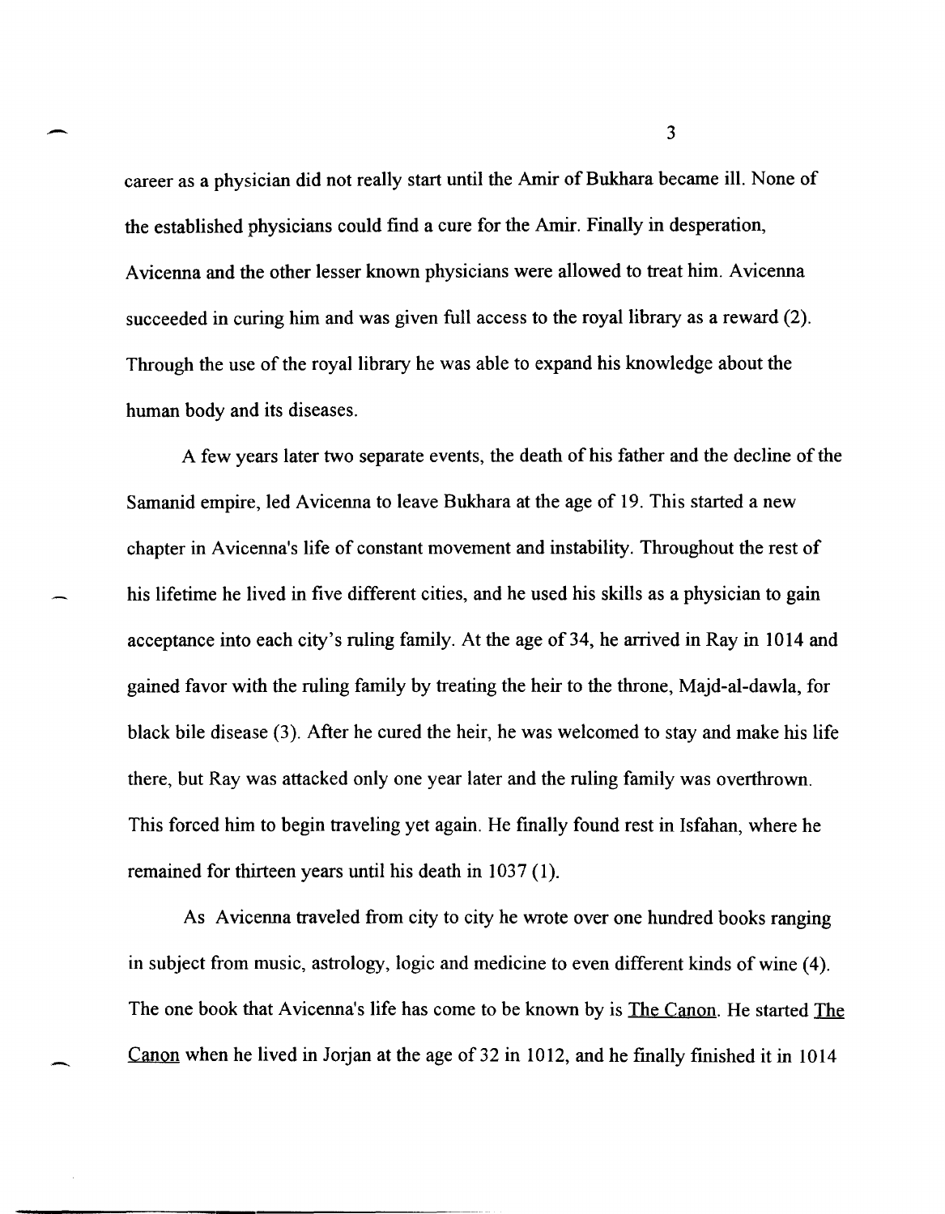career as a physician did not really start until the Amir of Bukhara became ill. None of the established physicians could find a cure for the Amir. Finally in desperation, Avicenna and the other lesser known physicians were allowed to treat him. Avicenna succeeded in curing him and was given full access to the royal library as a reward (2). Through the use of the royal library he was able to expand his knowledge about the human body and its diseases.

A few years later two separate events, the death of his father and the decline of the Samanid empire, led Avicenna to leave Bukhara at the age of 19. This started a new chapter in Avicenna's life of constant movement and instability. Throughout the rest of his lifetime he lived in five different cities, and he used his skills as a physician to gain acceptance into each city's ruling family. At the age of 34, he arrived in Ray in 1014 and gained favor with the ruling family by treating the heir to the throne, Majd-al-dawla, for black bile disease (3). After he cured the heir, he was welcomed to stay and make his life there, but Ray was attacked only one year later and the ruling family was overthrown. This forced him to begin traveling yet again. He finally found rest in Isfahan, where he remained for thirteen years until his death in 1037 (1).

As Avicenna traveled from city to city he wrote over one hundred books ranging in subject from music, astrology, logic and medicine to even different kinds of wine (4). The one book that Avicenna's life has come to be known by is <u>The Canon</u>. He started <u>The Canon</u> when he lived in Jorjan at the age of 32 in 1012, and he finally finished it in 1014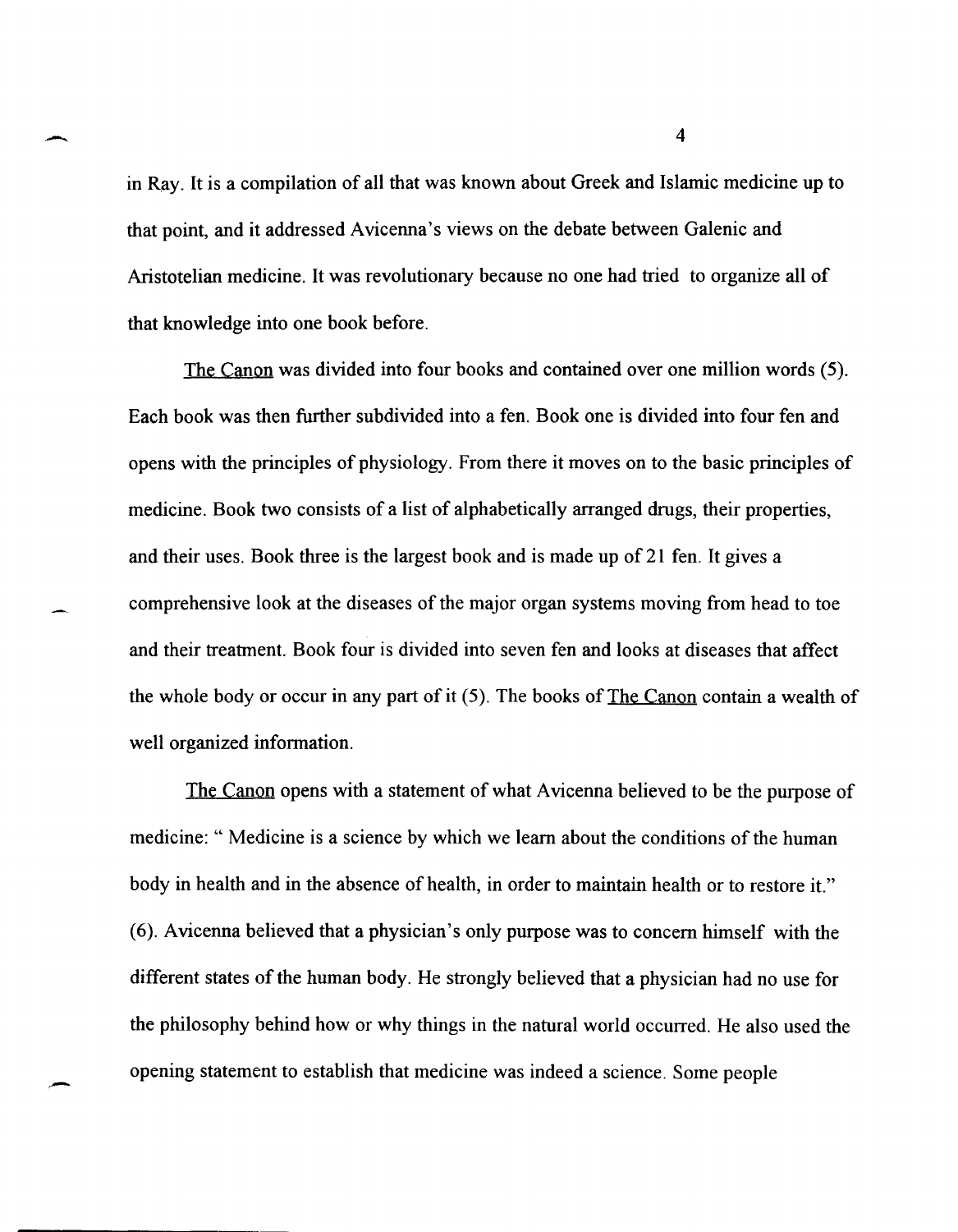in Ray. It is a compilation of all that was known about Greek and Islamic medicine up to that point, and it addressed Avicenna's views on the debate between Galenic and Aristotelian medicine. It was revolutionary because no one had tried to organize all of that knowledge into one book before.

The Canon was divided into four books and contained over one million words (5). Each book was then further subdivided into a fen. Book one is divided into four fen and opens with the principles of physiology. From there it moves on to the basic principles of medicine. Book two consists of a list of alphabetically arranged drugs, their properties, and their uses. Book three is the largest book and is made up of 21 fen. It gives a comprehensive look at the diseases of the major organ systems moving from head to toe and their treatment. Book four is divided into seven fen and looks at diseases that affect the whole body or occur in any part of it (5). The books of The Canon contain a wealth of well organized information.

The Canon opens with a statement of what Avicenna believed to be the purpose of medicine: " Medicine is a science by which we learn about the conditions of the human body in health and in the absence of health, in order to maintain health or to restore it." (6). Avicenna believed that a physician's only purpose was to concern himself with the different states of the human body. He strongly believed that a physician had no use for the philosophy behind how or why things in the natural world occurred. He also used the opening statement to establish that medicine was indeed a science. Some people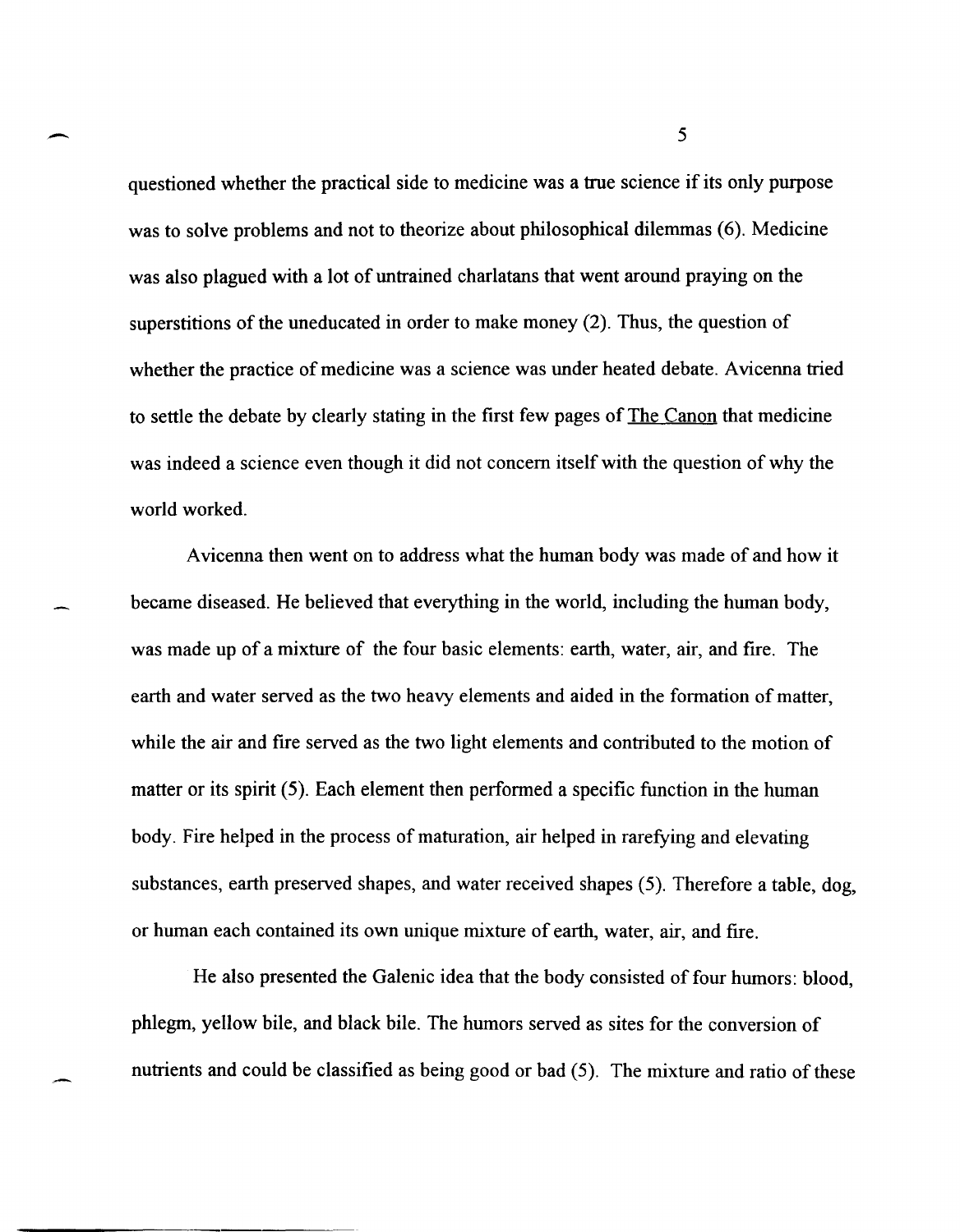questioned whether the practical side to medicine was a true science if its only purpose was to solve problems and not to theorize about philosophical dilemmas (6). Medicine was also plagued with a lot of untrained charlatans that went around praying on the superstitions of the uneducated in order to make money (2). Thus, the question of whether the practice of medicine was a science was under heated debate. Avicenna tried to settle the debate by clearly stating in the first few pages of The Canon that medicine was indeed a science even though it did not concern itself with the question of why the world worked.

Avicenna then went on to address what the human body was made of and how it became diseased. He believed that everything in the world, including the human body, was made up of a mixture of the four basic elements: earth, water, air, and fire. The earth and water served as the two heavy elements and aided in the formation of matter, while the air and fire served as the two light elements and contributed to the motion of matter or its spirit (5). Each element then performed a specific function in the human body. Fire helped in the process of maturation, air helped in rarefying and elevating substances, earth preserved shapes, and water received shapes (5). Therefore a table, dog, or human each contained its own unique mixture of earth, water, air, and fire.

He also presented the Galenic idea that the body consisted of four humors: blood, phlegm, yellow bile, and black bile. The humors served as sites for the conversion of nutrients and could be classified as being good or bad (5). The mixture and ratio of these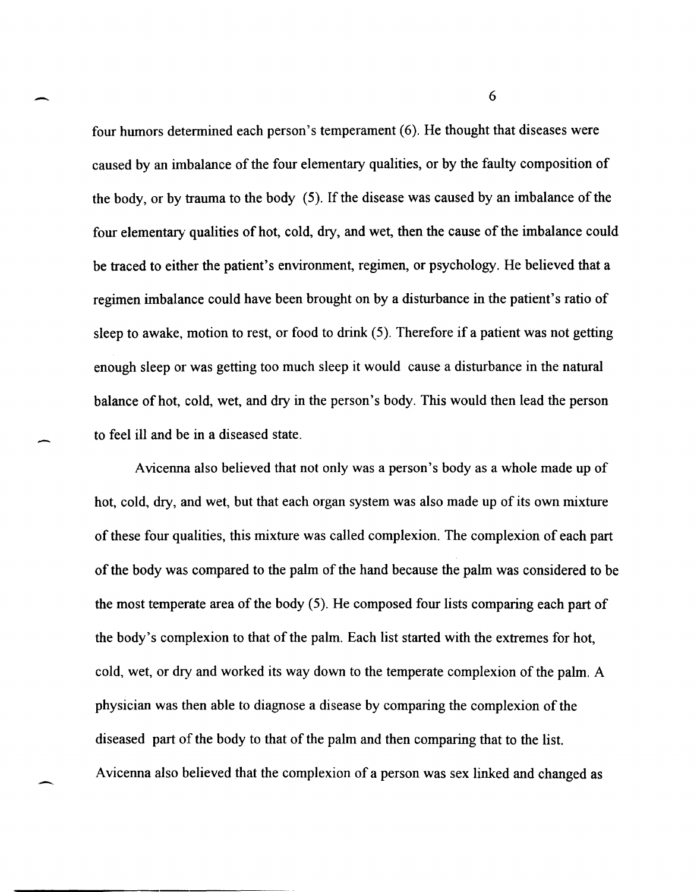four humors determined each person's temperament (6). He thought that diseases were caused by an imbalance of the four elementary qualities, or by the faulty composition of the body, or by trauma to the body (5). If the disease was caused by an imbalance of the four elementary qualities of hot, cold, dry, and wet, then the cause of the imbalance could be traced to either the patient's environment, regimen, or psychology. He believed that a regimen imbalance could have been brought on by a disturbance in the patient's ratio of sleep to awake, motion to rest, or food to drink (5). Therefore if a patient was not getting enough sleep or was getting too much sleep it would cause a disturbance in the natural balance of hot, cold, wet, and dry in the person's body. This would then lead the person to feel ill and be in a diseased state.

Avicenna also believed that not only was a person's body as a whole made up of hot, cold, dry, and wet, but that each organ system was also made up of its own mixture of these four qualities, this mixture was called complexion. The complexion of each part of the body was compared to the palm of the hand because the palm was considered to be the most temperate area of the body (5). He composed four lists comparing each part of the body's complexion to that of the palm. Each list started with the extremes for hot, cold, wet, or dry and worked its way down to the temperate complexion of the palm. A physician was then able to diagnose a disease by comparing the complexion of the diseased part of the body to that of the palm and then comparing that to the list. Avicenna also believed that the complexion of a person was sex linked and changed as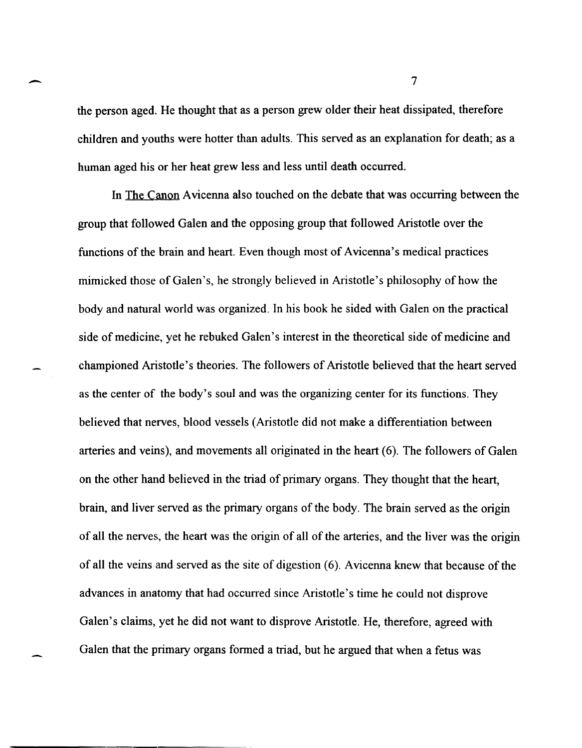the person aged. He thought that as a person grew older their heat dissipated, therefore children and youths were hotter than adults. This served as an explanation for death; as a human aged his or her heat grew less and less until death occurred.

In The Canon Avicenna also touched on the debate that was occurring between the group that followed Galen and the opposing group that followed Aristotle over the functions of the brain and heart. Even though most of Avicenna's medical practices mimicked those of Galen's, he strongly believed in Aristotle's philosophy of how the body and natural world was organized. In his book he sided with Galen on the practical side of medicine, yet he rebuked Galen's interest in the theoretical side of medicine and championed Aristotle's theories. The followers of Aristotle believed that the heart served as the center of the body's soul and was the organizing center for its functions. They believed that nerves, blood vessels (Aristotle did not make a differentiation between arteries and veins), and movements all originated in the heart (6). The followers of Galen on the other hand believed in the triad of primary organs. They thought that the heart, brain, and liver served as the primary organs of the body. The brain served as the origin of all the nerves, the heart was the origin of all of the arteries, and the liver was the origin of all the veins and served as the site of digestion (6). Avicenna knew that because of the advances in anatomy that had occurred since Aristotle's time he could not disprove Galen's claims, yet he did not want to disprove Aristotle. He, therefore, agreed with Galen that the primary organs formed a triad, but he argued that when a fetus was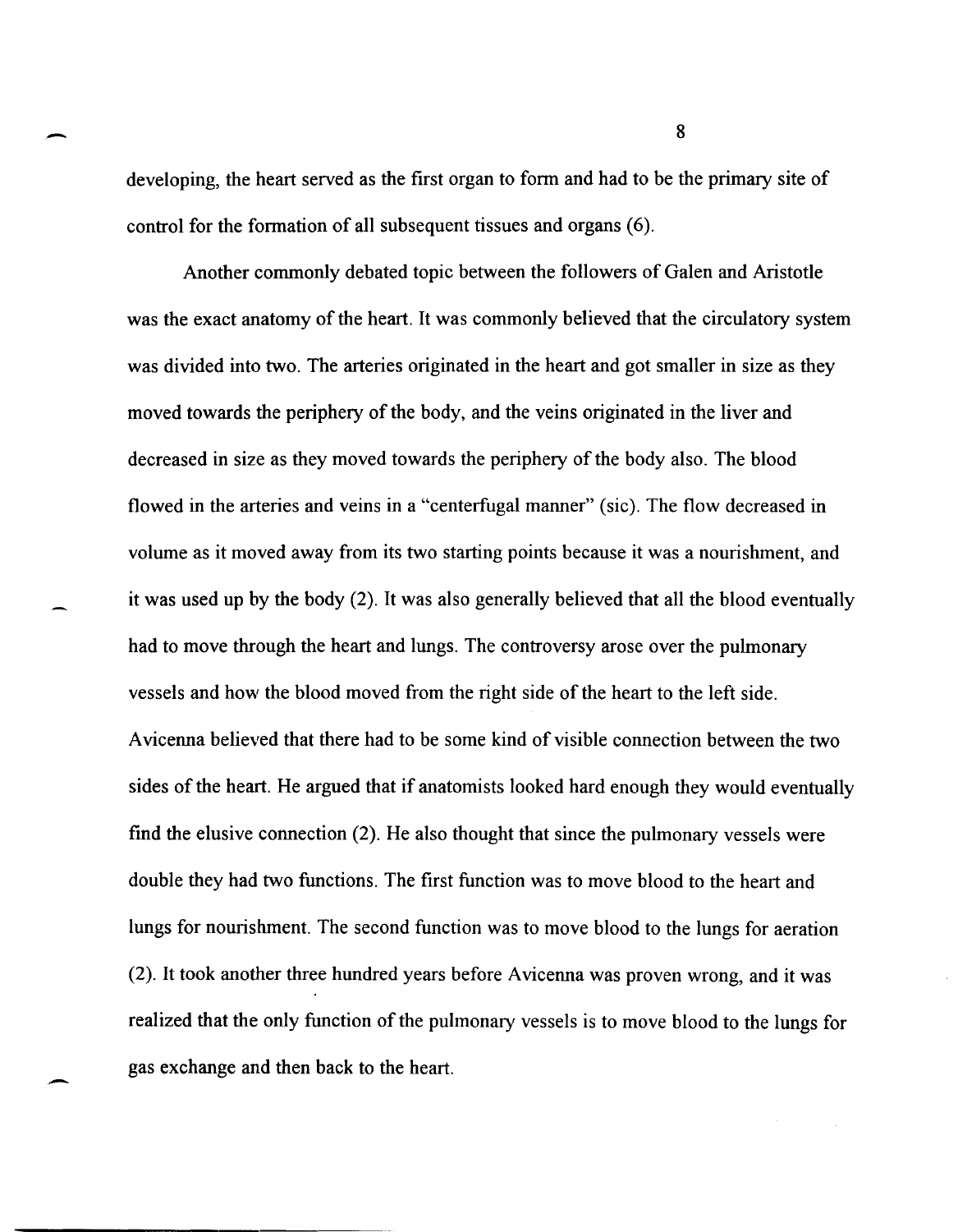developing, the heart served as the first organ to form and had to be the primary site of control for the formation of all subsequent tissues and organs (6).

Another commonly debated topic between the followers of Galen and Aristotle was the exact anatomy of the heart. It was commonly believed that the circulatory system was divided into two. The arteries originated in the heart and got smaller in size as they moved towards the periphery of the body, and the veins originated in the liver and decreased in size as they moved towards the periphery of the body also. The blood flowed in the arteries and veins in a "centerfugal manner" (sic). The flow decreased in volume as it moved away from its two starting points because it was a nourishment, and it was used up by the body (2). It was also generally believed that all the blood eventually had to move through the heart and lungs. The controversy arose over the pulmonary vessels and how the blood moved from the right side of the heart to the left side. Avicenna believed that there had to be some kind of visible connection between the two sides of the heart. He argued that if anatomists looked hard enough they would eventually find the elusive connection (2). He also thought that since the pulmonary vessels were double they had two functions. The first function was to move blood to the heart and lungs for nourishment. The second function was to move blood to the lungs for aeration (2). It took another three hundred years before Avicenna was proven wrong, and it was realized that the only function of the pulmonary vessels is to move blood to the lungs for gas exchange and then back to the heart.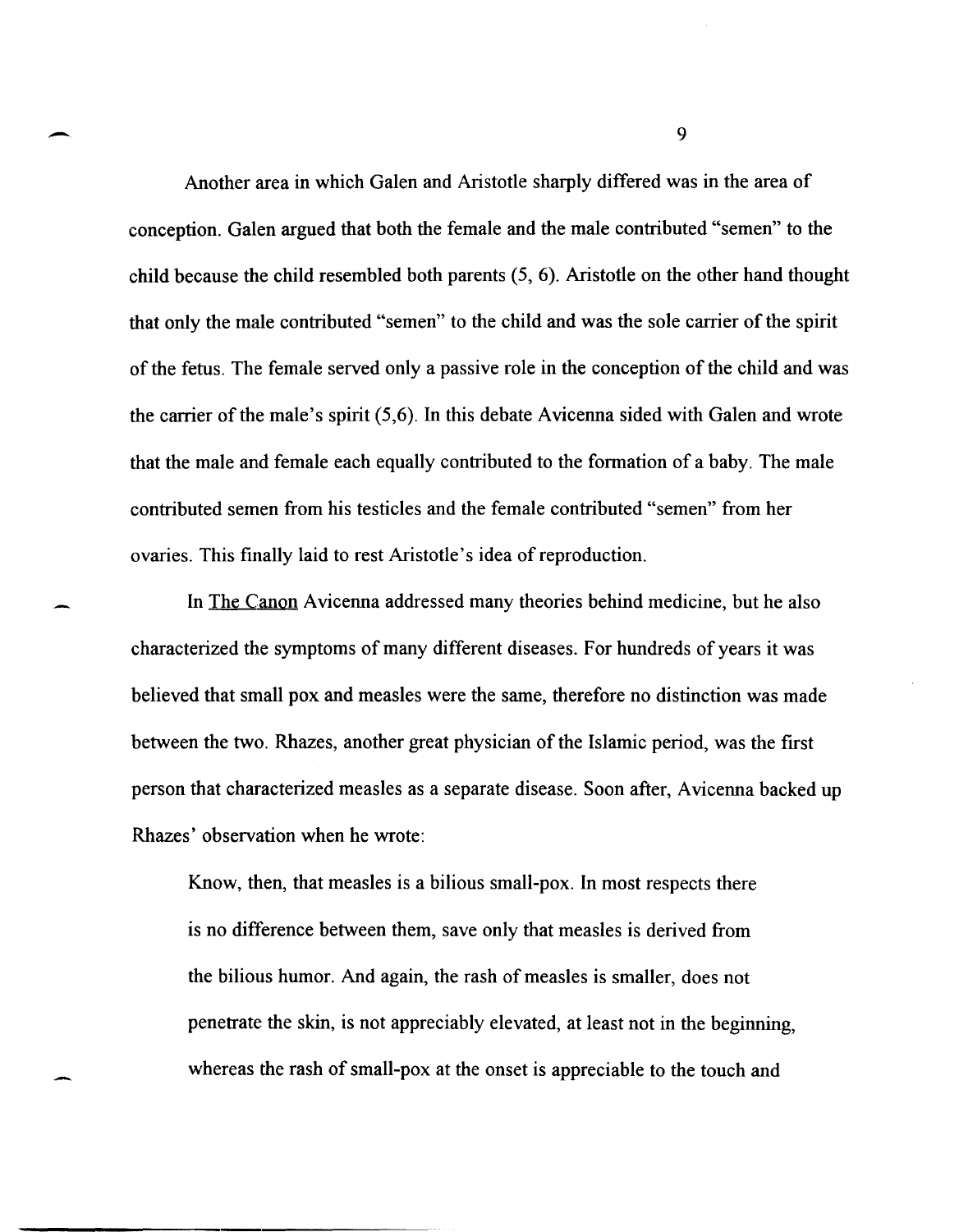Another area in which Galen and Aristotle sharply differed was in the area of conception. Galen argued that both the female and the male contributed "semen" to the child because the child resembled both parents (5, 6). Aristotle on the other hand thought that only the male contributed "semen" to the child and was the sole carrier of the spirit of the fetus. The female served only a passive role in the conception of the child and was the carrier of the male's spirit (5,6). In this debate Avicenna sided with Galen and wrote that the male and female each equally contributed to the formation of a baby. The male contributed semen from his testicles and the female contributed "semen" from her ovaries. This finally laid to rest Aristotle's idea of reproduction.

In The Canon Avicenna addressed many theories behind medicine, but he also characterized the symptoms of many different diseases. For hundreds of years it was believed that small pox and measles were the same, therefore no distinction was made between the two. Rhazes, another great physician of the Islamic period, was the first person that characterized measles as a separate disease. Soon after, Avicenna backed up Rhazes' observation when he wrote:

> Know, then, that measles is a bilious small-pox. In most respects there is no difference between them, save only that measles is derived from the bilious humor. And again, the rash of measles is smaller, does not penetrate the skin, is not appreciably elevated, at least not in the beginning, whereas the rash of small-pox at the onset is appreciable to the touch and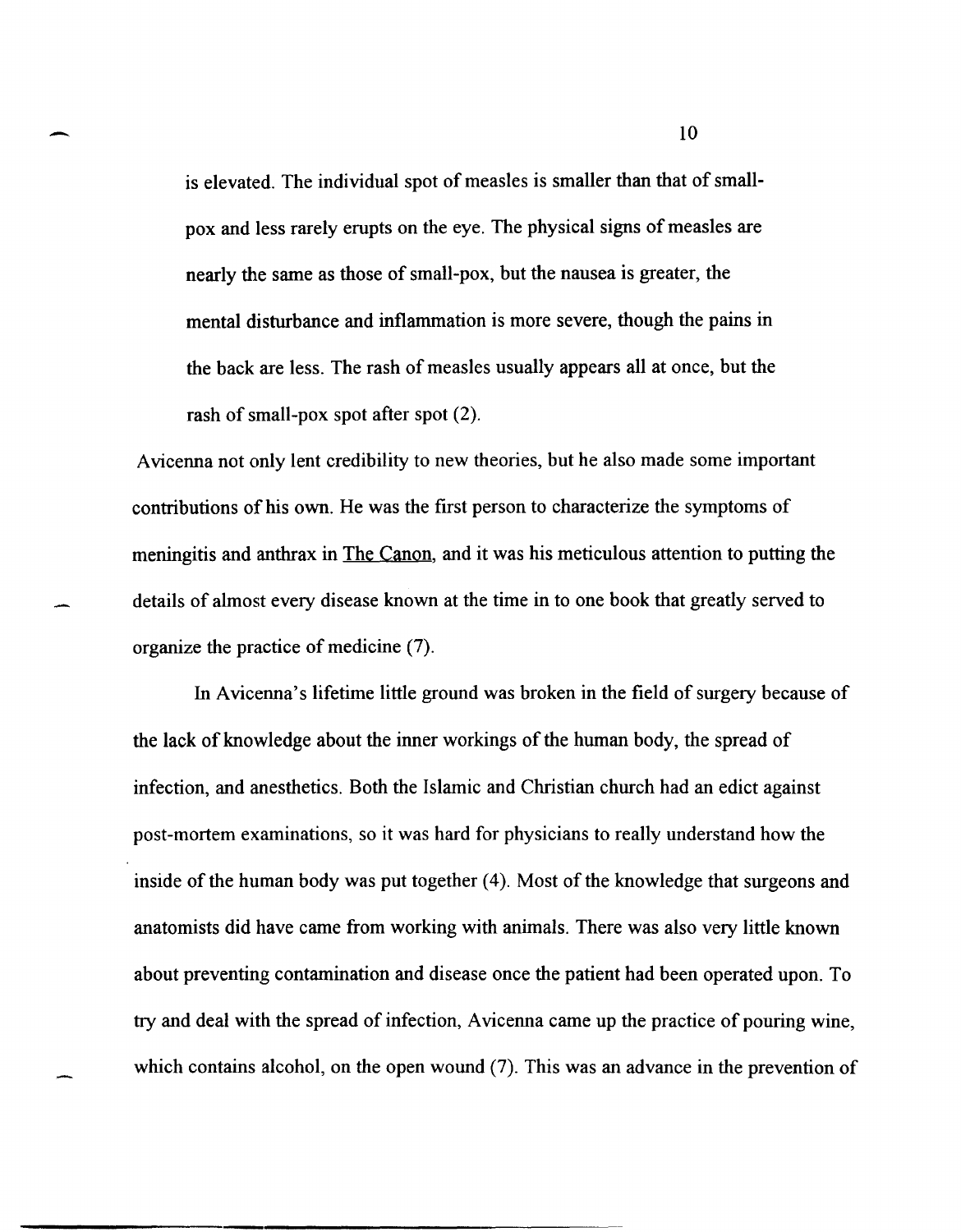> is elevated. The individual spot of measles is smaller than that of small-pox and less rarely erupts on the eye. The physical signs of measles are nearly the same as those of small-pox, but the nausea is greater, the mental disturbance and inflammation is more severe, though the pains in the back are less. The rash of measles usually appears all at once, but the rash of small-pox spot after spot (2).

Avicenna not only lent credibility to new theories, but he also made some important contributions of his own. He was the first person to characterize the symptoms of meningitis and anthrax in The Canon, and it was his meticulous attention to putting the details of almost every disease known at the time in to one book that greatly served to organize the practice of medicine (7).

In Avicenna's lifetime little ground was broken in the field of surgery because of the lack of knowledge about the inner workings of the human body, the spread of infection, and anesthetics. Both the Islamic and Christian church had an edict against post-mortem examinations, so it was hard for physicians to really understand how the inside of the human body was put together (4). Most of the knowledge that surgeons and anatomists did have came from working with animals. There was also very little known about preventing contamination and disease once the patient had been operated upon. To try and deal with the spread of infection, Avicenna came up the practice of pouring wine, which contains alcohol, on the open wound (7). This was an advance in the prevention of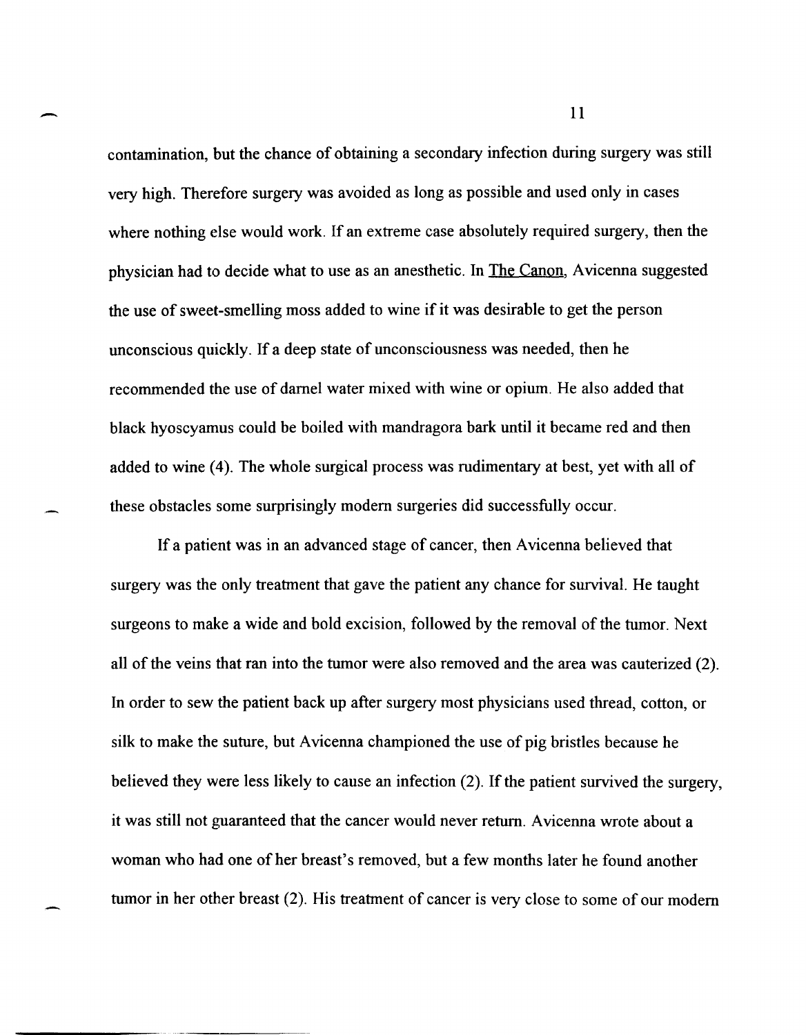contamination, but the chance of obtaining a secondary infection during surgery was still very high. Therefore surgery was avoided as long as possible and used only in cases where nothing else would work. If an extreme case absolutely required surgery, then the physician had to decide what to use as an anesthetic. In The Canon, Avicenna suggested the use of sweet-smelling moss added to wine if it was desirable to get the person unconscious quickly. If a deep state of unconsciousness was needed, then he recommended the use of darnel water mixed with wine or opium. He also added that black hyoscyamus could be boiled with mandragora bark until it became red and then added to wine (4). The whole surgical process was rudimentary at best, yet with all of these obstacles some surprisingly modern surgeries did successfully occur.

If a patient was in an advanced stage of cancer, then Avicenna believed that surgery was the only treatment that gave the patient any chance for survival. He taught surgeons to make a wide and bold excision, followed by the removal of the tumor. Next all of the veins that ran into the tumor were also removed and the area was cauterized (2). In order to sew the patient back up after surgery most physicians used thread, cotton, or silk to make the suture, but Avicenna championed the use of pig bristles because he believed they were less likely to cause an infection (2). If the patient survived the surgery, it was still not guaranteed that the cancer would never return. Avicenna wrote about a woman who had one of her breast's removed, but a few months later he found another tumor in her other breast (2). His treatment of cancer is very close to some of our modern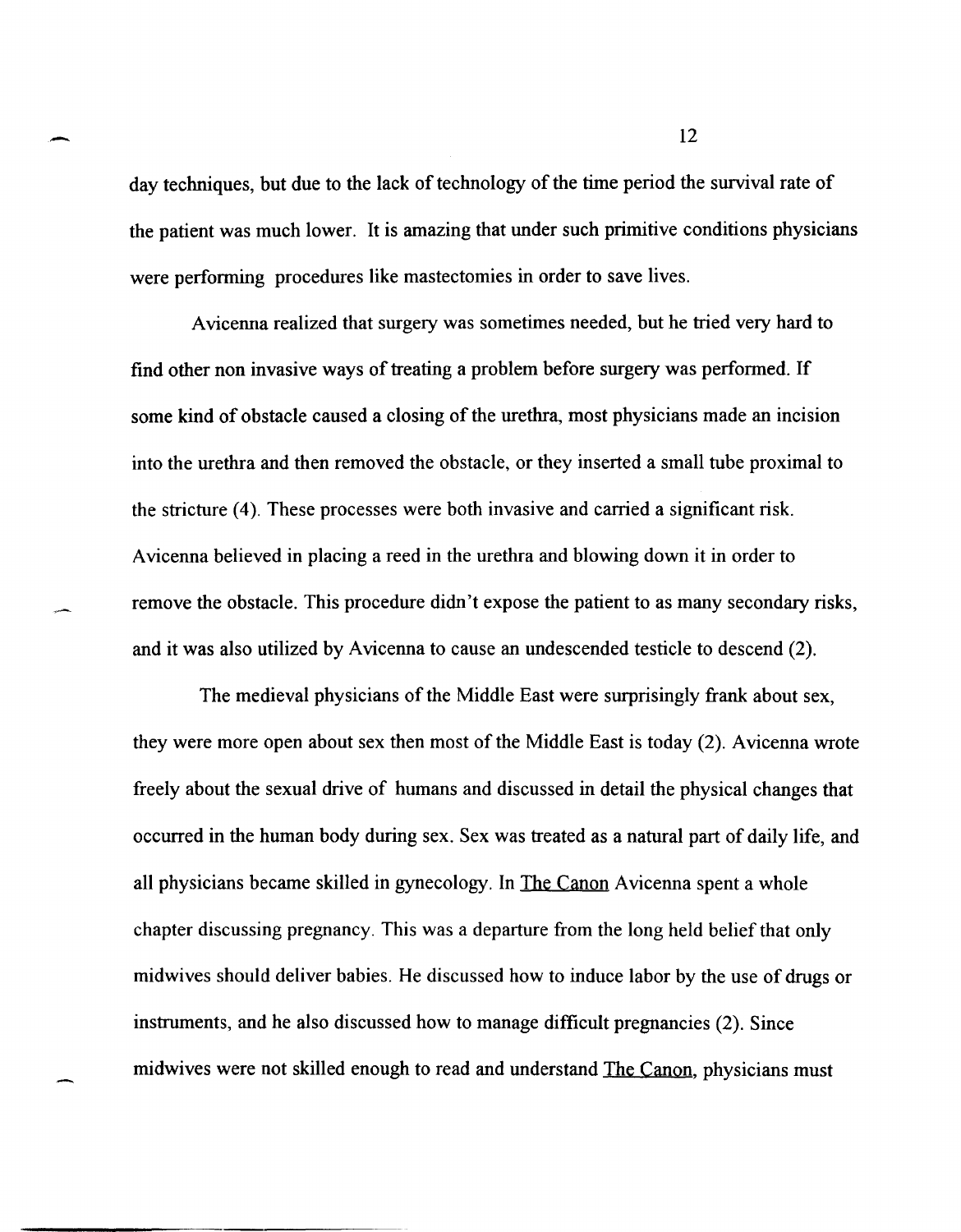day techniques, but due to the lack of technology of the time period the survival rate of the patient was much lower. It is amazing that under such primitive conditions physicians were performing procedures like mastectomies in order to save lives.

Avicenna realized that surgery was sometimes needed, but he tried very hard to find other non invasive ways of treating a problem before surgery was performed. If some kind of obstacle caused a closing of the urethra, most physicians made an incision into the urethra and then removed the obstacle, or they inserted a small tube proximal to the stricture (4). These processes were both invasive and carried a significant risk. Avicenna believed in placing a reed in the urethra and blowing down it in order to remove the obstacle. This procedure didn't expose the patient to as many secondary risks, and it was also utilized by Avicenna to cause an undescended testicle to descend (2).

The medieval physicians of the Middle East were surprisingly frank about sex, they were more open about sex then most of the Middle East is today (2). Avicenna wrote freely about the sexual drive of humans and discussed in detail the physical changes that occurred in the human body during sex. Sex was treated as a natural part of daily life, and all physicians became skilled in gynecology. In The Canon Avicenna spent a whole chapter discussing pregnancy. This was a departure from the long held belief that only midwives should deliver babies. He discussed how to induce labor by the use of drugs or instruments, and he also discussed how to manage difficult pregnancies (2). Since midwives were not skilled enough to read and understand The Canon, physicians must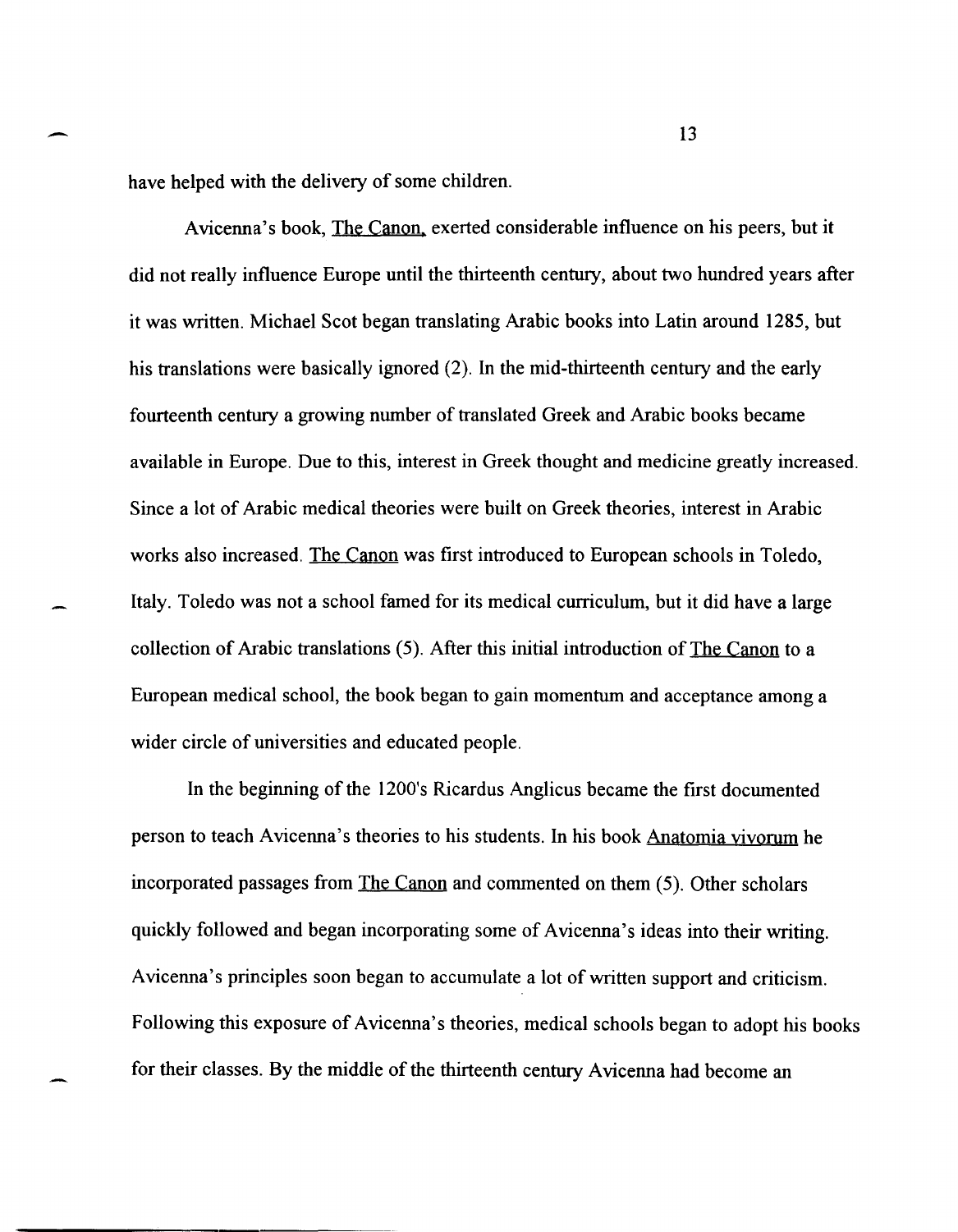have helped with the delivery of some children.

Avicenna's book, The Canon, exerted considerable influence on his peers, but it did not really influence Europe until the thirteenth century, about two hundred years after it was written. Michael Scot began translating Arabic books into Latin around 1285, but his translations were basically ignored (2). In the mid-thirteenth century and the early fourteenth century a growing number of translated Greek and Arabic books became available in Europe. Due to this, interest in Greek thought and medicine greatly increased. Since a lot of Arabic medical theories were built on Greek theories, interest in Arabic works also increased. The Canon was first introduced to European schools in Toledo, Italy. Toledo was not a school famed for its medical curriculum, but it did have a large collection of Arabic translations (5). After this initial introduction of The Canon to a European medical school, the book began to gain momentum and acceptance among a wider circle of universities and educated people.

In the beginning of the 1200's Ricardus Anglicus became the first documented person to teach Avicenna's theories to his students. In his book Anatomia vivorum he incorporated passages from The Canon and commented on them (5). Other scholars quickly followed and began incorporating some of Avicenna's ideas into their writing. Avicenna's principles soon began to accumulate a lot of written support and criticism. Following this exposure of Avicenna's theories, medical schools began to adopt his books for their classes. By the middle of the thirteenth century Avicenna had become an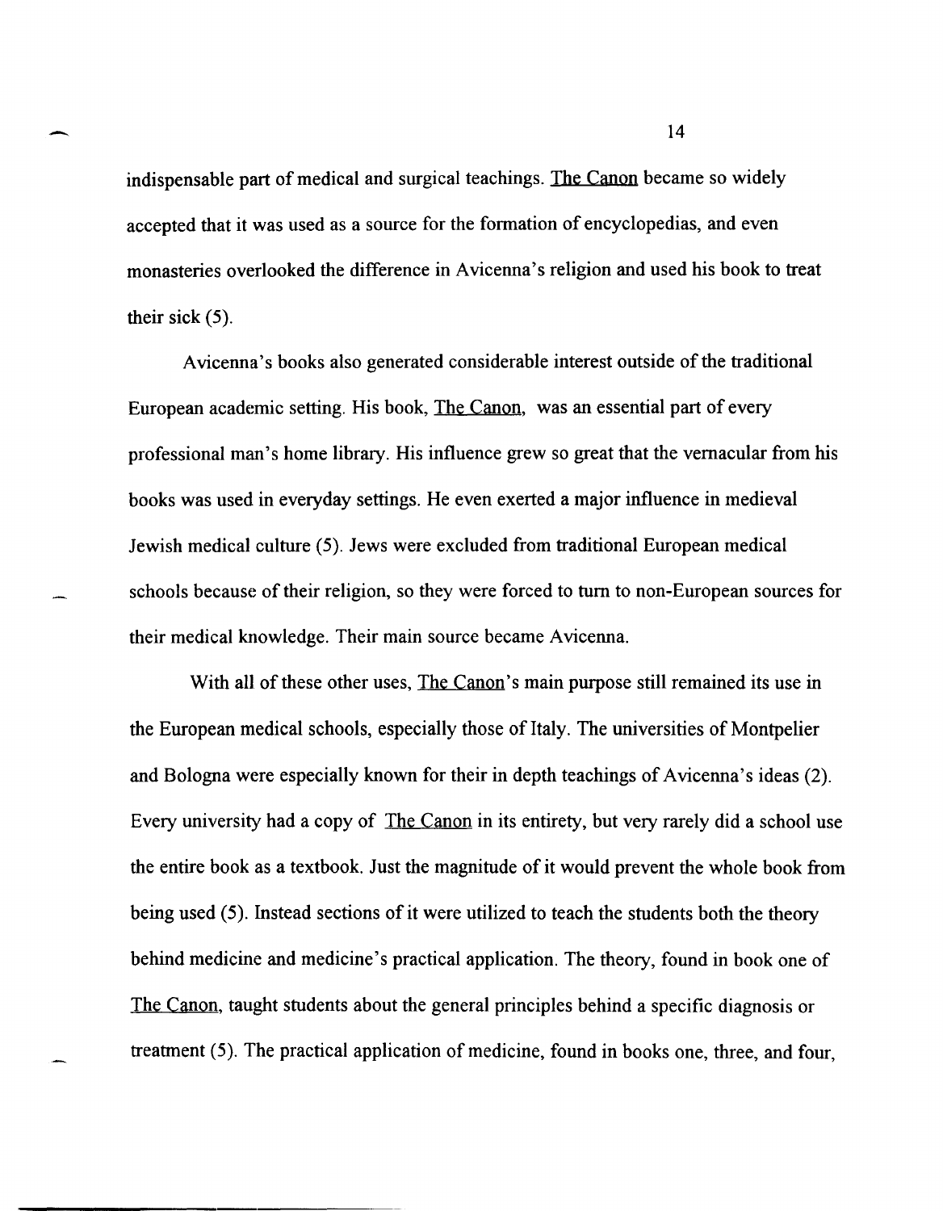indispensable part of medical and surgical teachings. The Canon became so widely accepted that it was used as a source for the formation of encyclopedias, and even monasteries overlooked the difference in Avicenna's religion and used his book to treat their sick (5).

Avicenna's books also generated considerable interest outside of the traditional European academic setting. His book, The Canon, was an essential part of every professional man's home library. His influence grew so great that the vernacular from his books was used in everyday settings. He even exerted a major influence in medieval Jewish medical culture (5). Jews were excluded from traditional European medical schools because of their religion, so they were forced to turn to non-European sources for their medical knowledge. Their main source became Avicenna.

With all of these other uses, The Canon's main purpose still remained its use in the European medical schools, especially those of Italy. The universities of Montpelier and Bologna were especially known for their in depth teachings of Avicenna's ideas (2). Every university had a copy of The Canon in its entirety, but very rarely did a school use the entire book as a textbook. Just the magnitude of it would prevent the whole book from being used (5). Instead sections of it were utilized to teach the students both the theory behind medicine and medicine's practical application. The theory, found in book one of The Canon, taught students about the general principles behind a specific diagnosis or treatment (5). The practical application of medicine, found in books one, three, and four,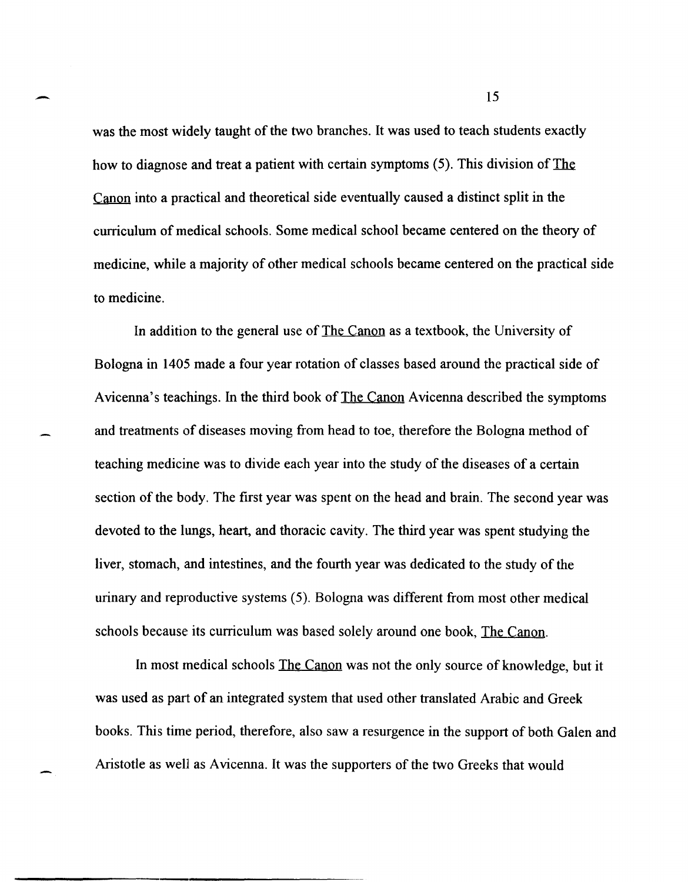was the most widely taught of the two branches. It was used to teach students exactly how to diagnose and treat a patient with certain symptoms (5). This division of The Canon into a practical and theoretical side eventually caused a distinct split in the curriculum of medical schools. Some medical school became centered on the theory of medicine, while a majority of other medical schools became centered on the practical side to medicine.

In addition to the general use of The Canon as a textbook, the University of Bologna in 1405 made a four year rotation of classes based around the practical side of Avicenna's teachings. In the third book of The Canon Avicenna described the symptoms and treatments of diseases moving from head to toe, therefore the Bologna method of teaching medicine was to divide each year into the study of the diseases of a certain section of the body. The first year was spent on the head and brain. The second year was devoted to the lungs, heart, and thoracic cavity. The third year was spent studying the liver, stomach, and intestines, and the fourth year was dedicated to the study of the urinary and reproductive systems (5). Bologna was different from most other medical schools because its curriculum was based solely around one book, The Canon.

In most medical schools The Canon was not the only source of knowledge, but it was used as part of an integrated system that used other translated Arabic and Greek books. This time period, therefore, also saw a resurgence in the support of both Galen and Aristotle as well as Avicenna. It was the supporters of the two Greeks that would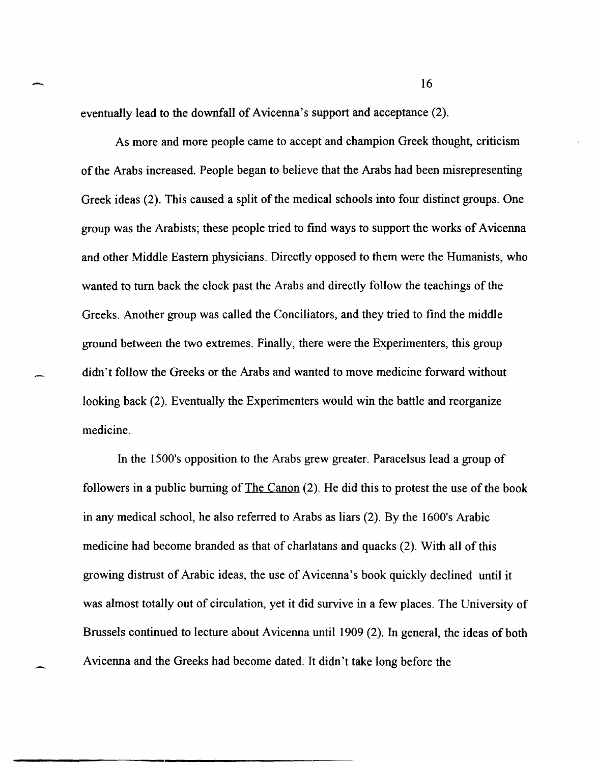eventually lead to the downfall of Avicenna's support and acceptance (2).

As more and more people came to accept and champion Greek thought, criticism of the Arabs increased. People began to believe that the Arabs had been misrepresenting Greek ideas (2). This caused a split of the medical schools into four distinct groups. One group was the Arabists; these people tried to find ways to support the works of Avicenna and other Middle Eastern physicians. Directly opposed to them were the Humanists, who wanted to turn back the clock past the Arabs and directly follow the teachings of the Greeks. Another group was called the Conciliators, and they tried to find the middle ground between the two extremes. Finally, there were the Experimenters, this group didn't follow the Greeks or the Arabs and wanted to move medicine forward without looking back (2). Eventually the Experimenters would win the battle and reorganize medicine.

In the 1500's opposition to the Arabs grew greater. Paracelsus lead a group of followers in a public burning of <u>The Canon</u> (2). He did this to protest the use of the book in any medical school, he also referred to Arabs as liars (2). By the 1600's Arabic medicine had become branded as that of charlatans and quacks (2). With all of this growing distrust of Arabic ideas, the use of Avicenna's book quickly declined until it was almost totally out of circulation, yet it did survive in a few places. The University of Brussels continued to lecture about Avicenna until 1909 (2). In general, the ideas of both Avicenna and the Greeks had become dated. It didn't take long before the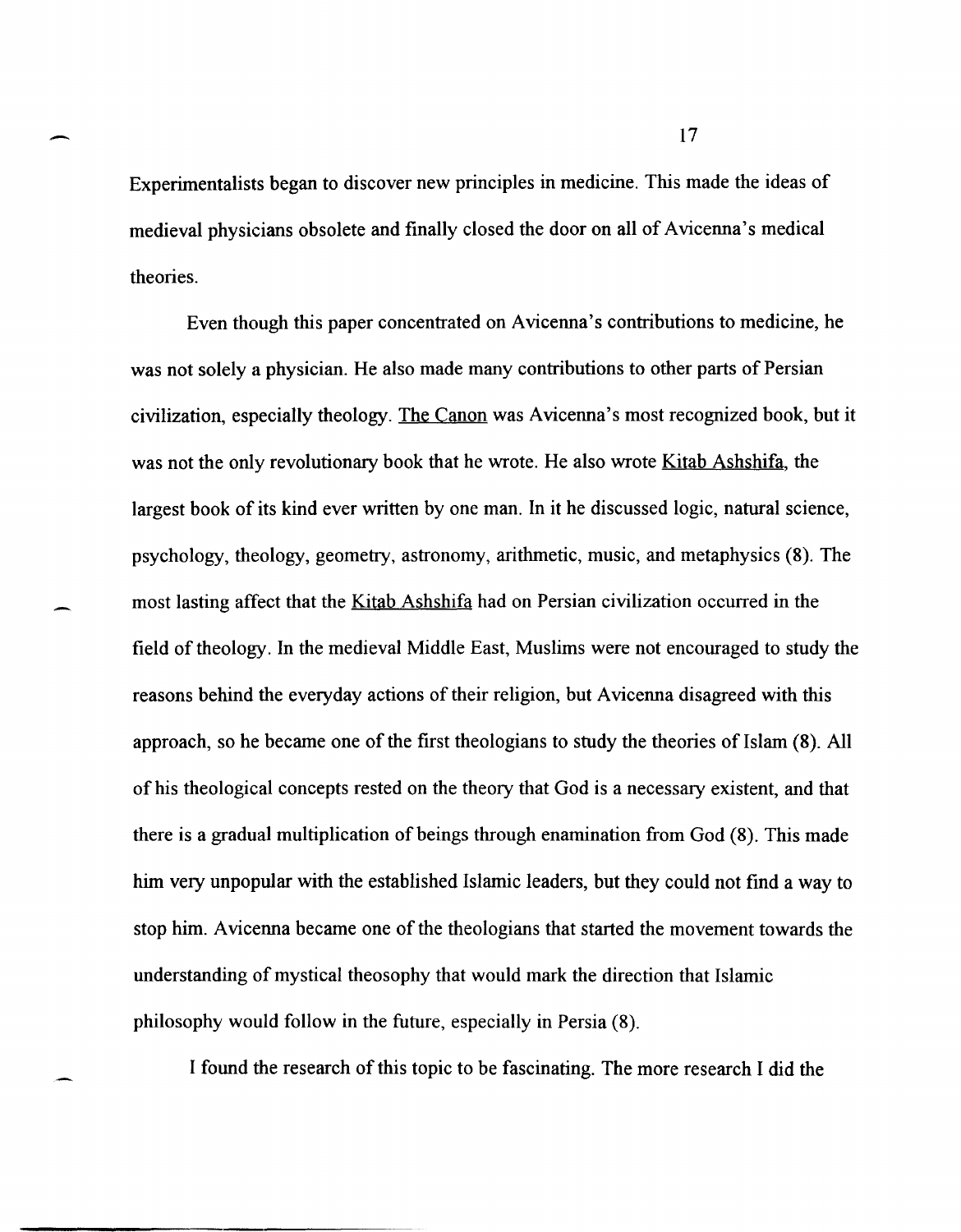Experimentalists began to discover new principles in medicine. This made the ideas of medieval physicians obsolete and finally closed the door on all of Avicenna's medical theories.

Even though this paper concentrated on Avicenna's contributions to medicine, he was not solely a physician. He also made many contributions to other parts of Persian civilization, especially theology. The Canon was Avicenna's most recognized book, but it was not the only revolutionary book that he wrote. He also wrote Kitab Ashshifa, the largest book of its kind ever written by one man. In it he discussed logic, natural science, psychology, theology, geometry, astronomy, arithmetic, music, and metaphysics (8). The most lasting affect that the Kitab Ashshifa had on Persian civilization occurred in the field of theology. In the medieval Middle East, Muslims were not encouraged to study the reasons behind the everyday actions of their religion, but Avicenna disagreed with this approach, so he became one of the first theologians to study the theories of Islam (8). All of his theological concepts rested on the theory that God is a necessary existent, and that there is a gradual multiplication of beings through enamination from God (8). This made him very unpopular with the established Islamic leaders, but they could not find a way to stop him. Avicenna became one of the theologians that started the movement towards the understanding of mystical theosophy that would mark the direction that Islamic philosophy would follow in the future, especially in Persia (8).

I found the research of this topic to be fascinating. The more research I did the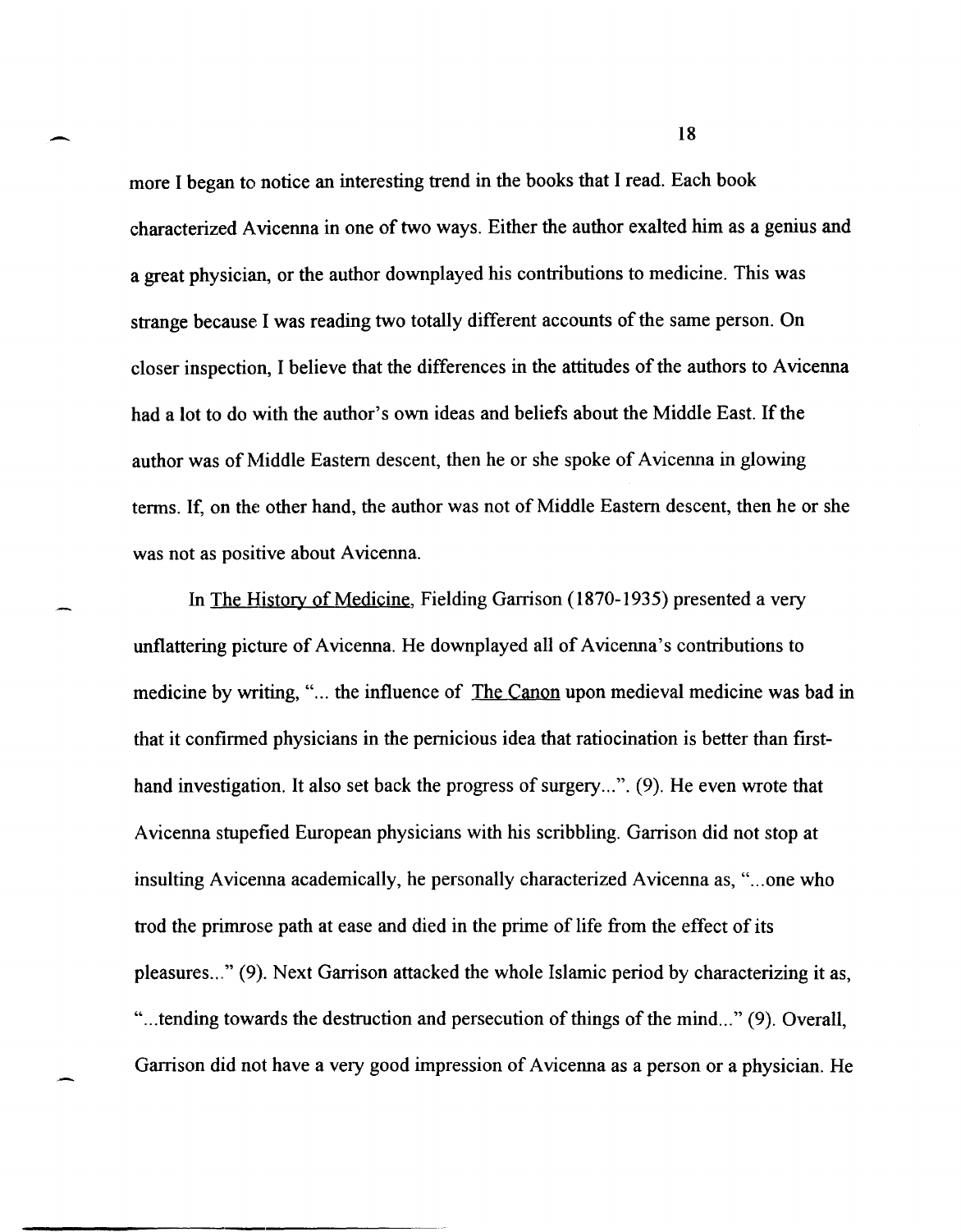more I began to notice an interesting trend in the books that I read. Each book characterized Avicenna in one of two ways. Either the author exalted him as a genius and a great physician, or the author downplayed his contributions to medicine. This was strange because I was reading two totally different accounts of the same person. On closer inspection, I believe that the differences in the attitudes of the authors to Avicenna had a lot to do with the author's own ideas and beliefs about the Middle East. If the author was of Middle Eastern descent, then he or she spoke of Avicenna in glowing terms. If, on the other hand, the author was not of Middle Eastern descent, then he or she was not as positive about Avicenna.

In The History of Medicine, Fielding Garrison (1870-1935) presented a very unflattering picture of Avicenna. He downplayed all of Avicenna's contributions to medicine by writing, "... the influence of The Canon upon medieval medicine was bad in that it confirmed physicians in the pernicious idea that ratiocination is better than first-hand investigation. It also set back the progress of surgery...". (9). He even wrote that Avicenna stupefied European physicians with his scribbling. Garrison did not stop at insulting Avicenna academically, he personally characterized Avicenna as, "...one who trod the primrose path at ease and died in the prime of life from the effect of its pleasures..." (9). Next Garrison attacked the whole Islamic period by characterizing it as, "...tending towards the destruction and persecution of things of the mind..." (9). Overall, Garrison did not have a very good impression of Avicenna as a person or a physician. He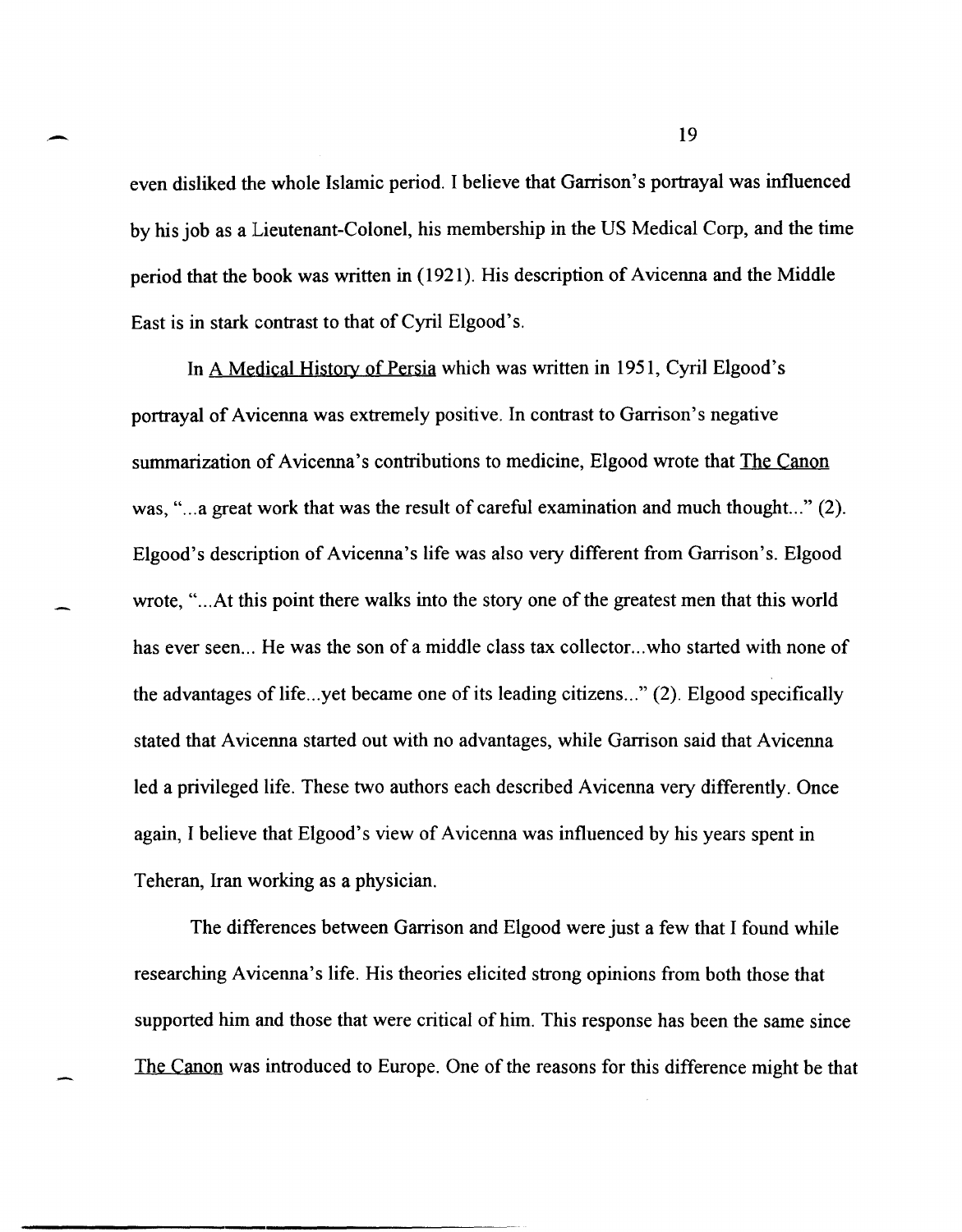even disliked the whole Islamic period. I believe that Garrison's portrayal was influenced by his job as a Lieutenant-Colonel, his membership in the US Medical Corp, and the time period that the book was written in (1921). His description of Avicenna and the Middle East is in stark contrast to that of Cyril Elgood's.

In A Medical History of Persia which was written in 1951, Cyril Elgood's portrayal of Avicenna was extremely positive. In contrast to Garrison's negative summarization of Avicenna's contributions to medicine, Elgood wrote that The Canon was, "...a great work that was the result of careful examination and much thought..." (2). Elgood's description of Avicenna's life was also very different from Garrison's. Elgood wrote, "...At this point there walks into the story one of the greatest men that this world has ever seen... He was the son of a middle class tax collector...who started with none of the advantages of life...yet became one of its leading citizens..." (2). Elgood specifically stated that Avicenna started out with no advantages, while Garrison said that Avicenna led a privileged life. These two authors each described Avicenna very differently. Once again, I believe that Elgood's view of Avicenna was influenced by his years spent in Teheran, Iran working as a physician.

The differences between Garrison and Elgood were just a few that I found while researching Avicenna's life. His theories elicited strong opinions from both those that supported him and those that were critical of him. This response has been the same since The Canon was introduced to Europe. One of the reasons for this difference might be that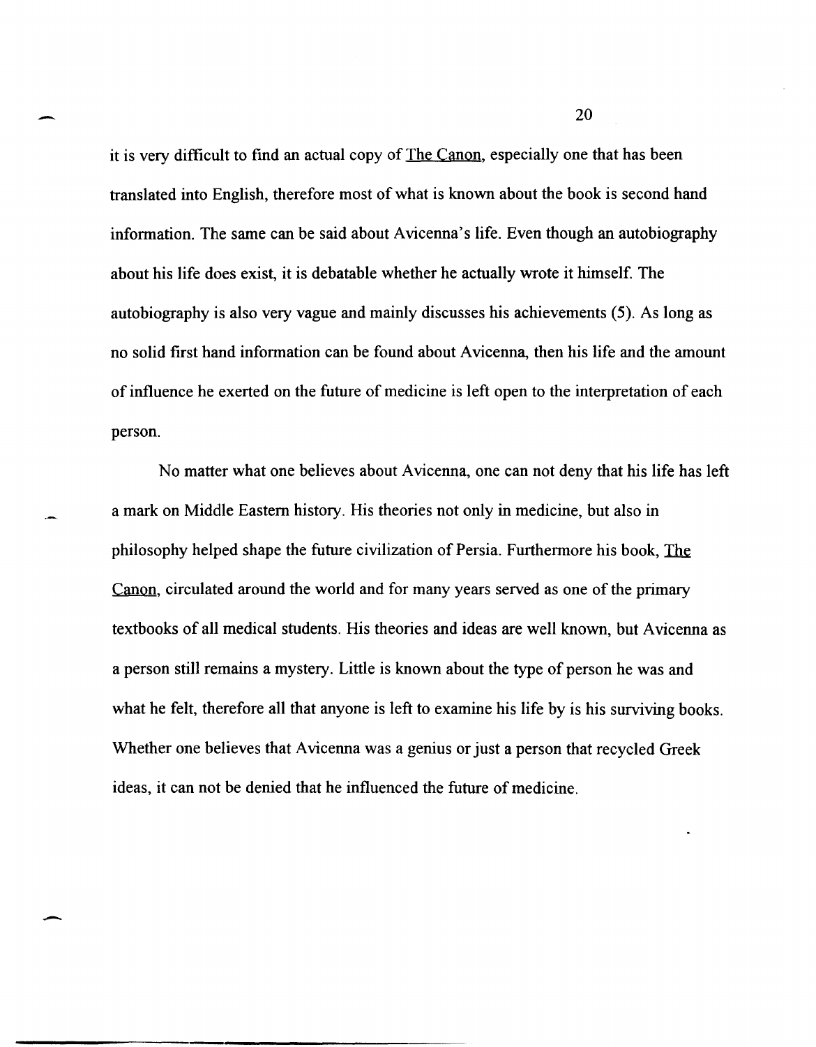it is very difficult to find an actual copy of The Canon, especially one that has been translated into English, therefore most of what is known about the book is second hand information. The same can be said about Avicenna's life. Even though an autobiography about his life does exist, it is debatable whether he actually wrote it himself. The autobiography is also very vague and mainly discusses his achievements (5). As long as no solid first hand information can be found about Avicenna, then his life and the amount of influence he exerted on the future of medicine is left open to the interpretation of each person.

No matter what one believes about Avicenna, one can not deny that his life has left a mark on Middle Eastern history. His theories not only in medicine, but also in philosophy helped shape the future civilization of Persia. Furthermore his book, The Canon, circulated around the world and for many years served as one of the primary textbooks of all medical students. His theories and ideas are well known, but Avicenna as a person still remains a mystery. Little is known about the type of person he was and what he felt, therefore all that anyone is left to examine his life by is his surviving books. Whether one believes that Avicenna was a genius or just a person that recycled Greek ideas, it can not be denied that he influenced the future of medicine.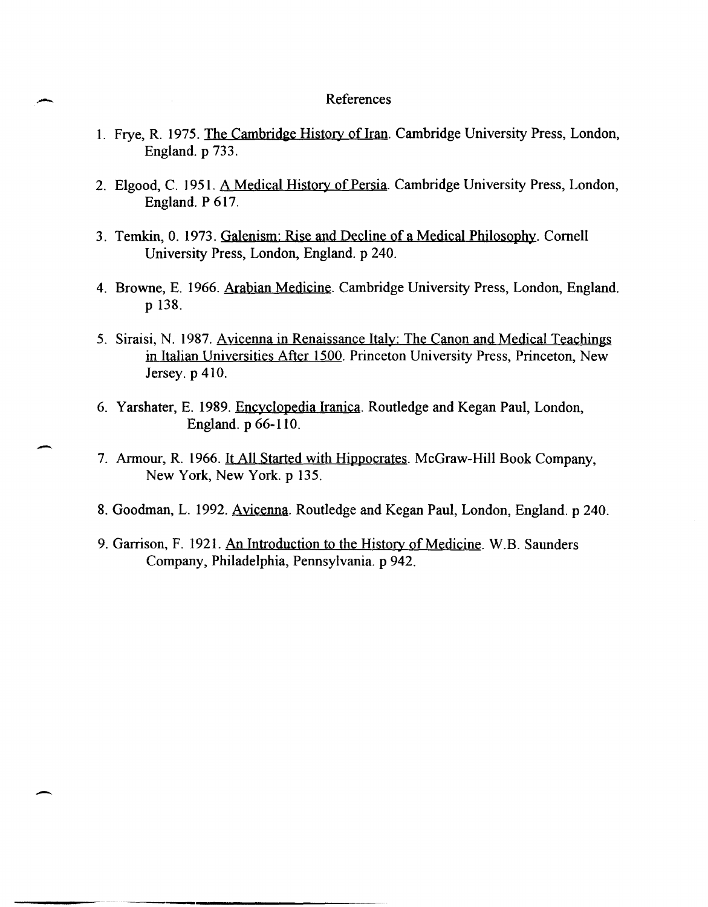# References

1. Frye, R. 1975. The Cambridge History of Iran. Cambridge University Press, London, England. p 733.

2. Elgood, C. 1951. A Medical History of Persia. Cambridge University Press, London, England. P 617.

3. Temkin, 0. 1973. Galenism: Rise and Decline of a Medical Philosophy. Cornell University Press, London, England. p 240.

4. Browne, E. 1966. Arabian Medicine. Cambridge University Press, London, England. p 138.

5. Siraisi, N. 1987. Avicenna in Renaissance Italy: The Canon and Medical Teachings in Italian Universities After 1500. Princeton University Press, Princeton, New Jersey. p 410.

6. Yarshater, E. 1989. Encyclopedia Iranica. Routledge and Kegan Paul, London, England. p 66-110.

7. Armour, R. 1966. It All Started with Hippocrates. McGraw-Hill Book Company, New York, New York. p 135.

8. Goodman, L. 1992. Avicenna. Routledge and Kegan Paul, London, England. p 240.

9. Garrison, F. 1921. An Introduction to the History of Medicine. W.B. Saunders Company, Philadelphia, Pennsylvania. p 942.